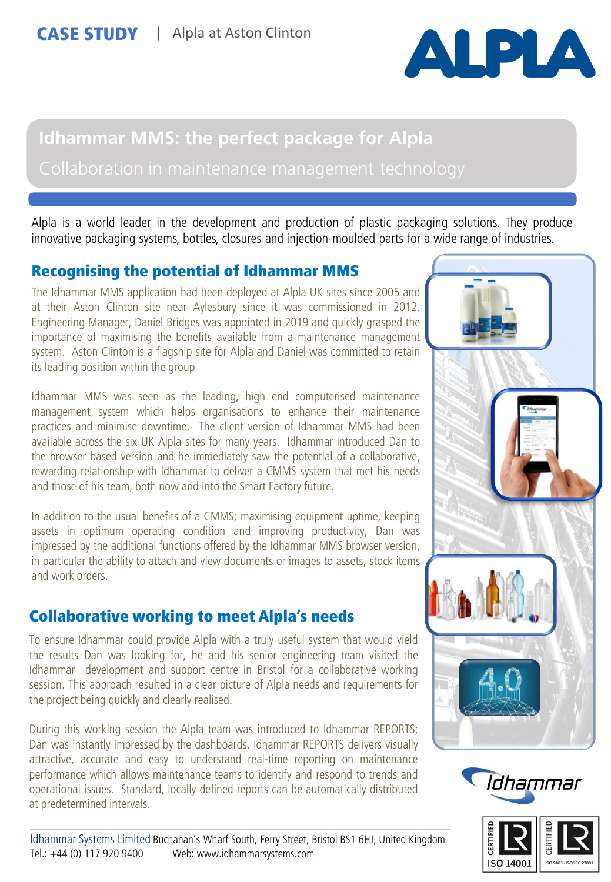**CASE STUDY** | Alpla at Aston Clinton

# Idhammar MMS: the perfect package for Alpla

## Collaboration in maintenance management technology

Alpla is a world leader in the development and production of plastic packaging solutions. They produce innovative packaging systems, bottles, closures and injection-moulded parts for a wide range of industries.

## Recognising the potential of Idhammar MMS

The Idhammar MMS application had been deployed at Alpla UK sites since 2005 and at their Aston Clinton site near Aylesbury since it was commissioned in 2012. Engineering Manager, Daniel Bridges was appointed in 2019 and quickly grasped the importance of maximising the benefits available from a maintenance management system. Aston Clinton is a flagship site for Alpla and Daniel was committed to retain its leading position within the group

Idhammar MMS was seen as the leading, high end computerised maintenance management system which helps organisations to enhance their maintenance practices and minimise downtime. The client version of Idhammar MMS had been available across the six UK Alpla sites for many years. Idhammar introduced Dan to the browser based version and he immediately saw the potential of a collaborative, rewarding relationship with Idhammar to deliver a CMMS system that met his needs and those of his team, both now and into the Smart Factory future.

In addition to the usual benefits of a CMMS; maximising equipment uptime, keeping assets in optimum operating condition and improving productivity, Dan was impressed by the additional functions offered by the Idhammar MMS browser version, in particular the ability to attach and view documents or images to assets, stock items and work orders.

## Collaborative working to meet Alpla's needs

To ensure Idhammar could provide Alpla with a truly useful system that would yield the results Dan was looking for, he and his senior engineering team visited the Idhammar development and support centre in Bristol for a collaborative working session. This approach resulted in a clear picture of Alpla needs and requirements for the project being quickly and clearly realised.

During this working session the Alpla team was introduced to Idhammar REPORTS; Dan was instantly impressed by the dashboards. Idhammar REPORTS delivers visually attractive, accurate and easy to understand real-time reporting on maintenance performance which allows maintenance teams to identify and respond to trends and operational issues. Standard, locally defined reports can be automatically distributed at predetermined intervals.

Idhammar Systems Limited Buchanan's Wharf South, Ferry Street, Bristol BS1 6HJ, United Kingdom
Tel.: +44 (0) 117 920 9400 Web: www.idhammarsystems.com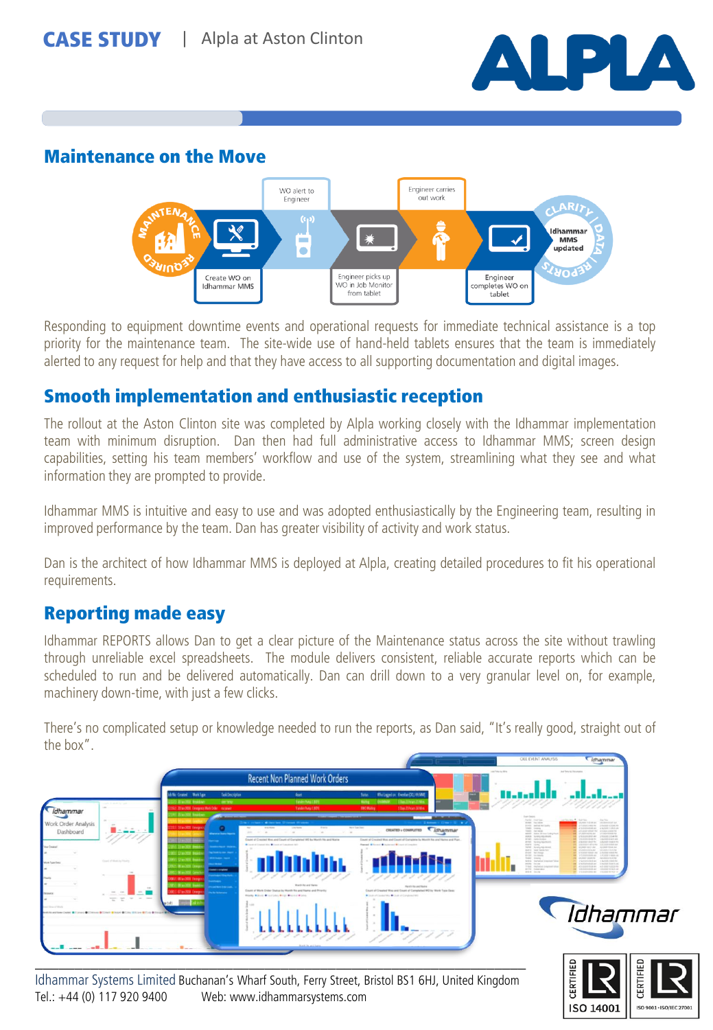## Maintenance on the Move

Responding to equipment downtime events and operational requests for immediate technical assistance is a top priority for the maintenance team. The site-wide use of hand-held tablets ensures that the team is immediately alerted to any request for help and that they have access to all supporting documentation and digital images.

## Smooth implementation and enthusiastic reception

The rollout at the Aston Clinton site was completed by Alpla working closely with the Idhammar implementation team with minimum disruption. Dan then had full administrative access to Idhammar MMS; screen design capabilities, setting his team members' workflow and use of the system, streamlining what they see and what information they are prompted to provide.

Idhammar MMS is intuitive and easy to use and was adopted enthusiastically by the Engineering team, resulting in improved performance by the team. Dan has greater visibility of activity and work status.

Dan is the architect of how Idhammar MMS is deployed at Alpla, creating detailed procedures to fit his operational requirements.

## Reporting made easy

Idhammar REPORTS allows Dan to get a clear picture of the Maintenance status across the site without trawling through unreliable excel spreadsheets. The module delivers consistent, reliable accurate reports which can be scheduled to run and be delivered automatically. Dan can drill down to a very granular level on, for example, machinery down-time, with just a few clicks.

There's no complicated setup or knowledge needed to run the reports, as Dan said, "It's really good, straight out of the box".

Idhammar Systems Limited Buchanan's Wharf South, Ferry Street, Bristol BS1 6HJ, United Kingdom
Tel.: +44 (0) 117 920 9400 Web: www.idhammarsystems.com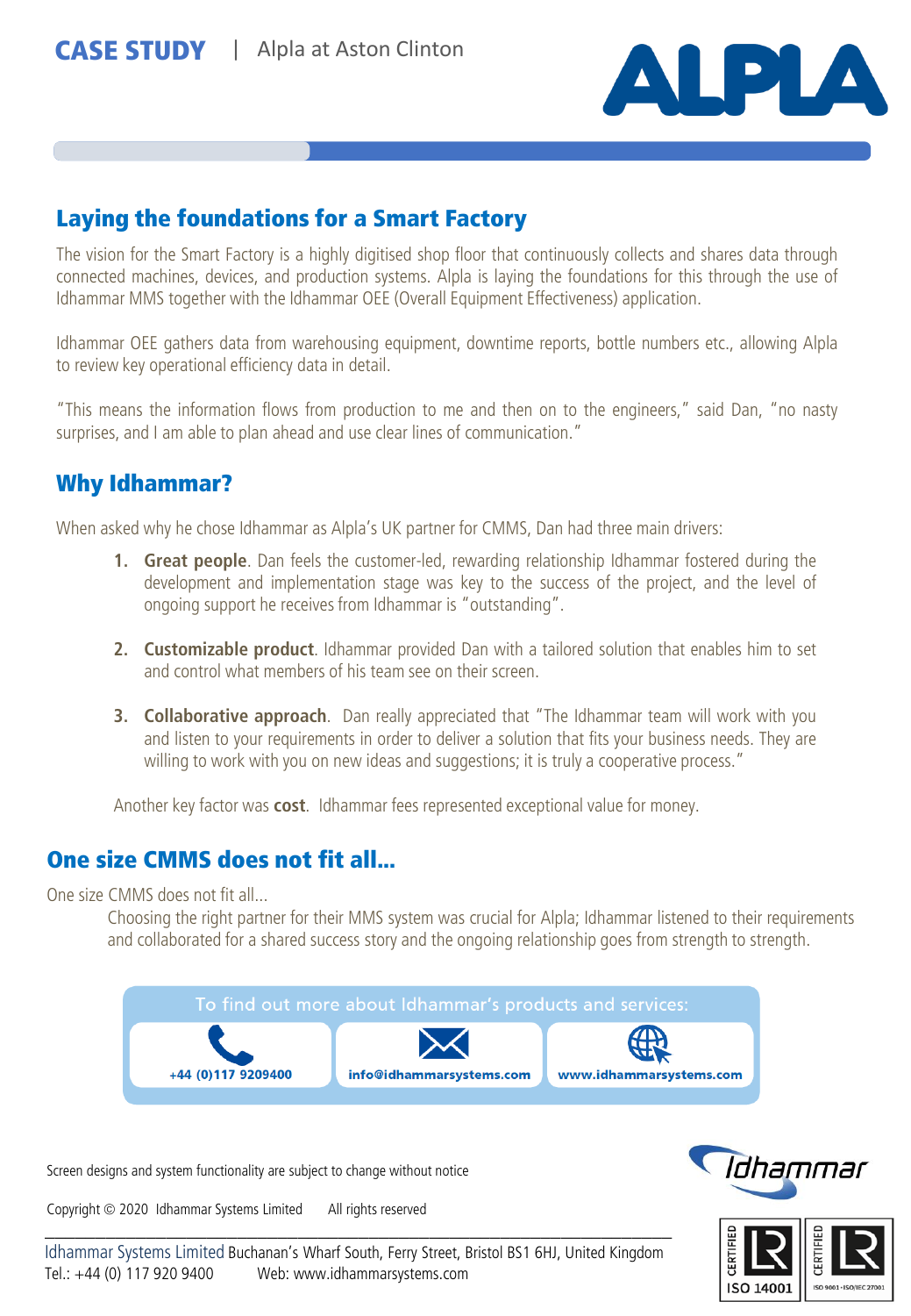**CASE STUDY** | Alpla at Aston Clinton

## Laying the foundations for a Smart Factory

The vision for the Smart Factory is a highly digitised shop floor that continuously collects and shares data through connected machines, devices, and production systems. Alpla is laying the foundations for this through the use of Idhammar MMS together with the Idhammar OEE (Overall Equipment Effectiveness) application.

Idhammar OEE gathers data from warehousing equipment, downtime reports, bottle numbers etc., allowing Alpla to review key operational efficiency data in detail.

"This means the information flows from production to me and then on to the engineers," said Dan, "no nasty surprises, and I am able to plan ahead and use clear lines of communication."

## Why Idhammar?

When asked why he chose Idhammar as Alpla's UK partner for CMMS, Dan had three main drivers:

1. **Great people**. Dan feels the customer-led, rewarding relationship Idhammar fostered during the development and implementation stage was key to the success of the project, and the level of ongoing support he receives from Idhammar is "outstanding".

2. **Customizable product**. Idhammar provided Dan with a tailored solution that enables him to set and control what members of his team see on their screen.

3. **Collaborative approach**. Dan really appreciated that "The Idhammar team will work with you and listen to your requirements in order to deliver a solution that fits your business needs. They are willing to work with you on new ideas and suggestions; it is truly a cooperative process."

Another key factor was **cost**. Idhammar fees represented exceptional value for money.

## One size CMMS does not fit all...

One size CMMS does not fit all...

Choosing the right partner for their MMS system was crucial for Alpla; Idhammar listened to their requirements and collaborated for a shared success story and the ongoing relationship goes from strength to strength.

To find out more about Idhammar's products and services:

+44 (0)117 9209400 | info@idhammarsystems.com | www.idhammarsystems.com

Screen designs and system functionality are subject to change without notice

Copyright © 2020 Idhammar Systems Limited All rights reserved

Idhammar Systems Limited Buchanan's Wharf South, Ferry Street, Bristol BS1 6HJ, United Kingdom
Tel.: +44 (0) 117 920 9400 Web: www.idhammarsystems.com

CERTIFIED ISO 14001 | CERTIFIED ISO 9001 · ISO/IEC 27001